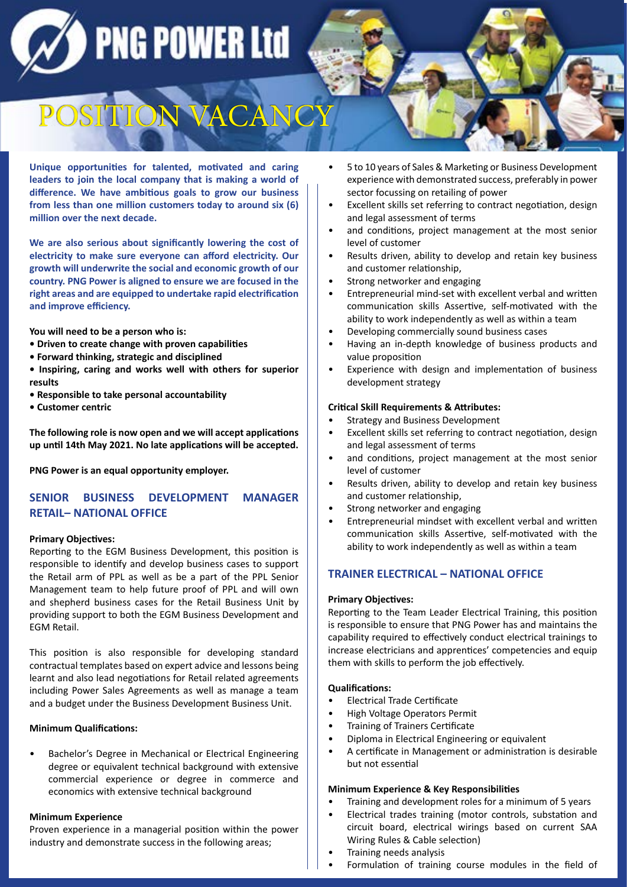# PNG POWER Ltd

# POSITION VACANCY

**Unique opportunities for talented, motivated and caring leaders to join the local company that is making a world of difference. We have ambitious goals to grow our business from less than one million customers today to around six (6) million over the next decade.**

**We are also serious about significantly lowering the cost of electricity to make sure everyone can afford electricity. Our growth will underwrite the social and economic growth of our country. PNG Power is aligned to ensure we are focused in the right areas and are equipped to undertake rapid electrification and improve efficiency.**

**You will need to be a person who is:**

- **Driven to create change with proven capabilities**
- **Forward thinking, strategic and disciplined**
- **Inspiring, caring and works well with others for superior results**
- **Responsible to take personal accountability**
- **Customer centric**

**The following role is now open and we will accept applications up until 14th May 2021. No late applications will be accepted.**

**PNG Power is an equal opportunity employer.**

## SENIOR BUSINESS DEVELOPMENT MANAGER RETAIL– NATIONAL OFFICE

**Primary Objectives:**

Reporting to the EGM Business Development, this position is responsible to identify and develop business cases to support the Retail arm of PPL as well as be a part of the PPL Senior Management team to help future proof of PPL and will own and shepherd business cases for the Retail Business Unit by providing support to both the EGM Business Development and EGM Retail.

This position is also responsible for developing standard contractual templates based on expert advice and lessons being learnt and also lead negotiations for Retail related agreements including Power Sales Agreements as well as manage a team and a budget under the Business Development Business Unit.

**Minimum Qualifications:**

- Bachelor's Degree in Mechanical or Electrical Engineering degree or equivalent technical background with extensive commercial experience or degree in commerce and economics with extensive technical background

**Minimum Experience**

Proven experience in a managerial position within the power industry and demonstrate success in the following areas;

- 5 to 10 years of Sales & Marketing or Business Development experience with demonstrated success, preferably in power sector focussing on retailing of power
- Excellent skills set referring to contract negotiation, design and legal assessment of terms
- and conditions, project management at the most senior level of customer
- Results driven, ability to develop and retain key business and customer relationship,
- Strong networker and engaging
- Entrepreneurial mind-set with excellent verbal and written communication skills Assertive, self-motivated with the ability to work independently as well as within a team
- Developing commercially sound business cases
- Having an in-depth knowledge of business products and value proposition
- Experience with design and implementation of business development strategy

**Critical Skill Requirements & Attributes:**

- Strategy and Business Development
- Excellent skills set referring to contract negotiation, design and legal assessment of terms
- and conditions, project management at the most senior level of customer
- Results driven, ability to develop and retain key business and customer relationship,
- Strong networker and engaging
- Entrepreneurial mindset with excellent verbal and written communication skills Assertive, self-motivated with the ability to work independently as well as within a team

## TRAINER ELECTRICAL – NATIONAL OFFICE

**Primary Objectives:**

Reporting to the Team Leader Electrical Training, this position is responsible to ensure that PNG Power has and maintains the capability required to effectively conduct electrical trainings to increase electricians and apprentices' competencies and equip them with skills to perform the job effectively.

**Qualifications:**

- Electrical Trade Certificate
- High Voltage Operators Permit
- Training of Trainers Certificate
- Diploma in Electrical Engineering or equivalent
- A certificate in Management or administration is desirable but not essential

**Minimum Experience & Key Responsibilities**

- Training and development roles for a minimum of 5 years
- Electrical trades training (motor controls, substation and circuit board, electrical wirings based on current SAA Wiring Rules & Cable selection)
- Training needs analysis
- Formulation of training course modules in the field of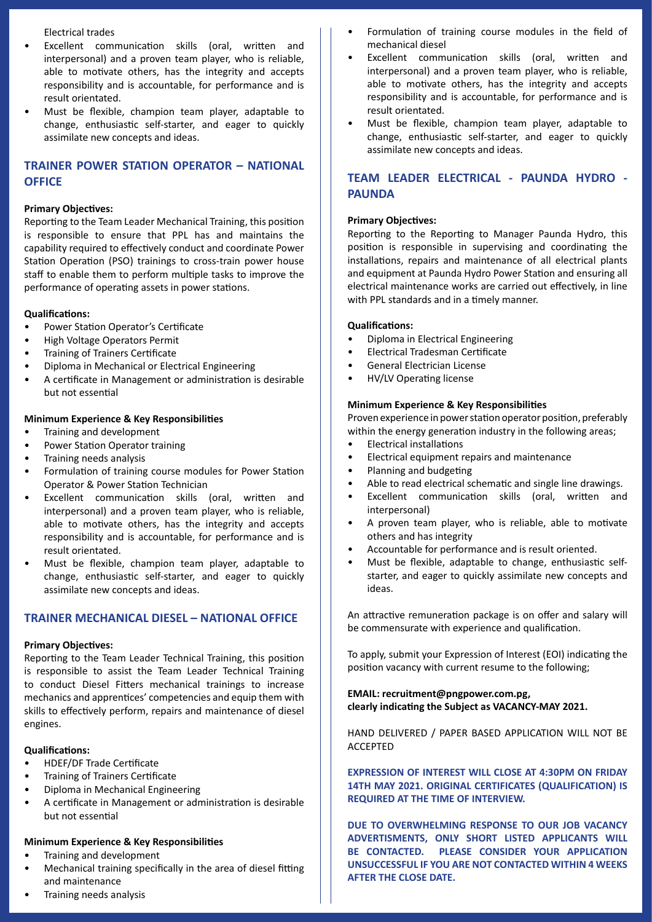Electrical trades

- Excellent communication skills (oral, written and interpersonal) and a proven team player, who is reliable, able to motivate others, has the integrity and accepts responsibility and is accountable, for performance and is result orientated.
- Must be flexible, champion team player, adaptable to change, enthusiastic self-starter, and eager to quickly assimilate new concepts and ideas.

## TRAINER POWER STATION OPERATOR – NATIONAL OFFICE

**Primary Objectives:**

Reporting to the Team Leader Mechanical Training, this position is responsible to ensure that PPL has and maintains the capability required to effectively conduct and coordinate Power Station Operation (PSO) trainings to cross-train power house staff to enable them to perform multiple tasks to improve the performance of operating assets in power stations.

**Qualifications:**

- Power Station Operator's Certificate
- High Voltage Operators Permit
- Training of Trainers Certificate
- Diploma in Mechanical or Electrical Engineering
- A certificate in Management or administration is desirable but not essential

**Minimum Experience & Key Responsibilities**

- Training and development
- Power Station Operator training
- Training needs analysis
- Formulation of training course modules for Power Station Operator & Power Station Technician
- Excellent communication skills (oral, written and interpersonal) and a proven team player, who is reliable, able to motivate others, has the integrity and accepts responsibility and is accountable, for performance and is result orientated.
- Must be flexible, champion team player, adaptable to change, enthusiastic self-starter, and eager to quickly assimilate new concepts and ideas.

## TRAINER MECHANICAL DIESEL – NATIONAL OFFICE

**Primary Objectives:**

Reporting to the Team Leader Technical Training, this position is responsible to assist the Team Leader Technical Training to conduct Diesel Fitters mechanical trainings to increase mechanics and apprentices' competencies and equip them with skills to effectively perform, repairs and maintenance of diesel engines.

**Qualifications:**

- HDEF/DF Trade Certificate
- Training of Trainers Certificate
- Diploma in Mechanical Engineering
- A certificate in Management or administration is desirable but not essential

**Minimum Experience & Key Responsibilities**

- Training and development
- Mechanical training specifically in the area of diesel fitting and maintenance
- Training needs analysis
- Formulation of training course modules in the field of mechanical diesel
- Excellent communication skills (oral, written and interpersonal) and a proven team player, who is reliable, able to motivate others, has the integrity and accepts responsibility and is accountable, for performance and is result orientated.
- Must be flexible, champion team player, adaptable to change, enthusiastic self-starter, and eager to quickly assimilate new concepts and ideas.

## TEAM LEADER ELECTRICAL - PAUNDA HYDRO - PAUNDA

**Primary Objectives:**

Reporting to the Reporting to Manager Paunda Hydro, this position is responsible in supervising and coordinating the installations, repairs and maintenance of all electrical plants and equipment at Paunda Hydro Power Station and ensuring all electrical maintenance works are carried out effectively, in line with PPL standards and in a timely manner.

**Qualifications:**

- Diploma in Electrical Engineering
- Electrical Tradesman Certificate
- General Electrician License
- HV/LV Operating license

**Minimum Experience & Key Responsibilities**

Proven experience in power station operator position, preferably within the energy generation industry in the following areas;

- Electrical installations
- Electrical equipment repairs and maintenance
- Planning and budgeting
- Able to read electrical schematic and single line drawings.
- Excellent communication skills (oral, written and interpersonal)
- A proven team player, who is reliable, able to motivate others and has integrity
- Accountable for performance and is result oriented.
- Must be flexible, adaptable to change, enthusiastic self-starter, and eager to quickly assimilate new concepts and ideas.

An attractive remuneration package is on offer and salary will be commensurate with experience and qualification.

To apply, submit your Expression of Interest (EOI) indicating the position vacancy with current resume to the following;

**EMAIL: recruitment@pngpower.com.pg,**
**clearly indicating the Subject as VACANCY-MAY 2021.**

HAND DELIVERED / PAPER BASED APPLICATION WILL NOT BE ACCEPTED

**EXPRESSION OF INTEREST WILL CLOSE AT 4:30PM ON FRIDAY 14TH MAY 2021. ORIGINAL CERTIFICATES (QUALIFICATION) IS REQUIRED AT THE TIME OF INTERVIEW.**

**DUE TO OVERWHELMING RESPONSE TO OUR JOB VACANCY ADVERTISMENTS, ONLY SHORT LISTED APPLICANTS WILL BE CONTACTED. PLEASE CONSIDER YOUR APPLICATION UNSUCCESSFUL IF YOU ARE NOT CONTACTED WITHIN 4 WEEKS AFTER THE CLOSE DATE.**